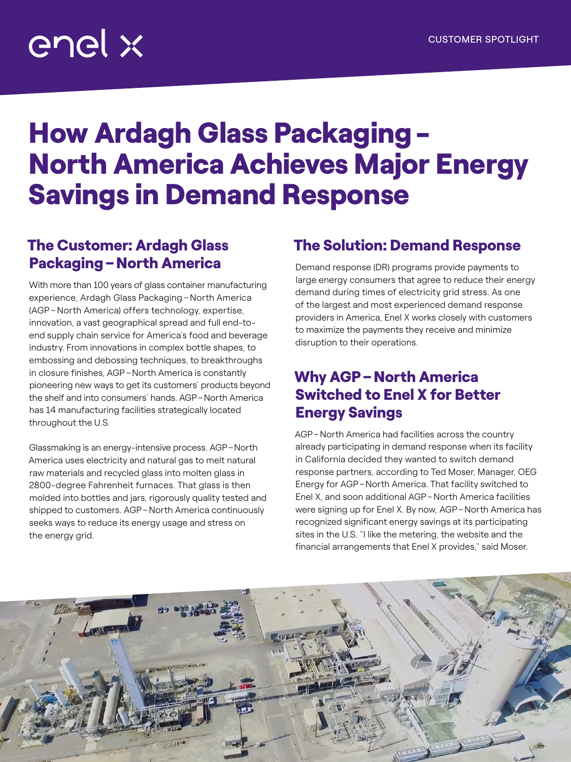enel x

CUSTOMER SPOTLIGHT

# How Ardagh Glass Packaging – North America Achieves Major Energy Savings in Demand Response

## The Customer: Ardagh Glass Packaging – North America

With more than 100 years of glass container manufacturing experience, Ardagh Glass Packaging – North America (AGP – North America) offers technology, expertise, innovation, a vast geographical spread and full end-to-end supply chain service for America's food and beverage industry. From innovations in complex bottle shapes, to embossing and debossing techniques, to breakthroughs in closure finishes, AGP – North America is constantly pioneering new ways to get its customers' products beyond the shelf and into consumers' hands. AGP – North America has 14 manufacturing facilities strategically located throughout the U.S.

Glassmaking is an energy-intensive process. AGP – North America uses electricity and natural gas to melt natural raw materials and recycled glass into molten glass in 2800-degree Fahrenheit furnaces. That glass is then molded into bottles and jars, rigorously quality tested and shipped to customers. AGP – North America continuously seeks ways to reduce its energy usage and stress on the energy grid.

## The Solution: Demand Response

Demand response (DR) programs provide payments to large energy consumers that agree to reduce their energy demand during times of electricity grid stress. As one of the largest and most experienced demand response providers in America, Enel X works closely with customers to maximize the payments they receive and minimize disruption to their operations.

## Why AGP – North America Switched to Enel X for Better Energy Savings

AGP – North America had facilities across the country already participating in demand response when its facility in California decided they wanted to switch demand response partners, according to Ted Moser, Manager, OEG Energy for AGP – North America. That facility switched to Enel X, and soon additional AGP – North America facilities were signing up for Enel X. By now, AGP – North America has recognized significant energy savings at its participating sites in the U.S. "I like the metering, the website and the financial arrangements that Enel X provides," said Moser.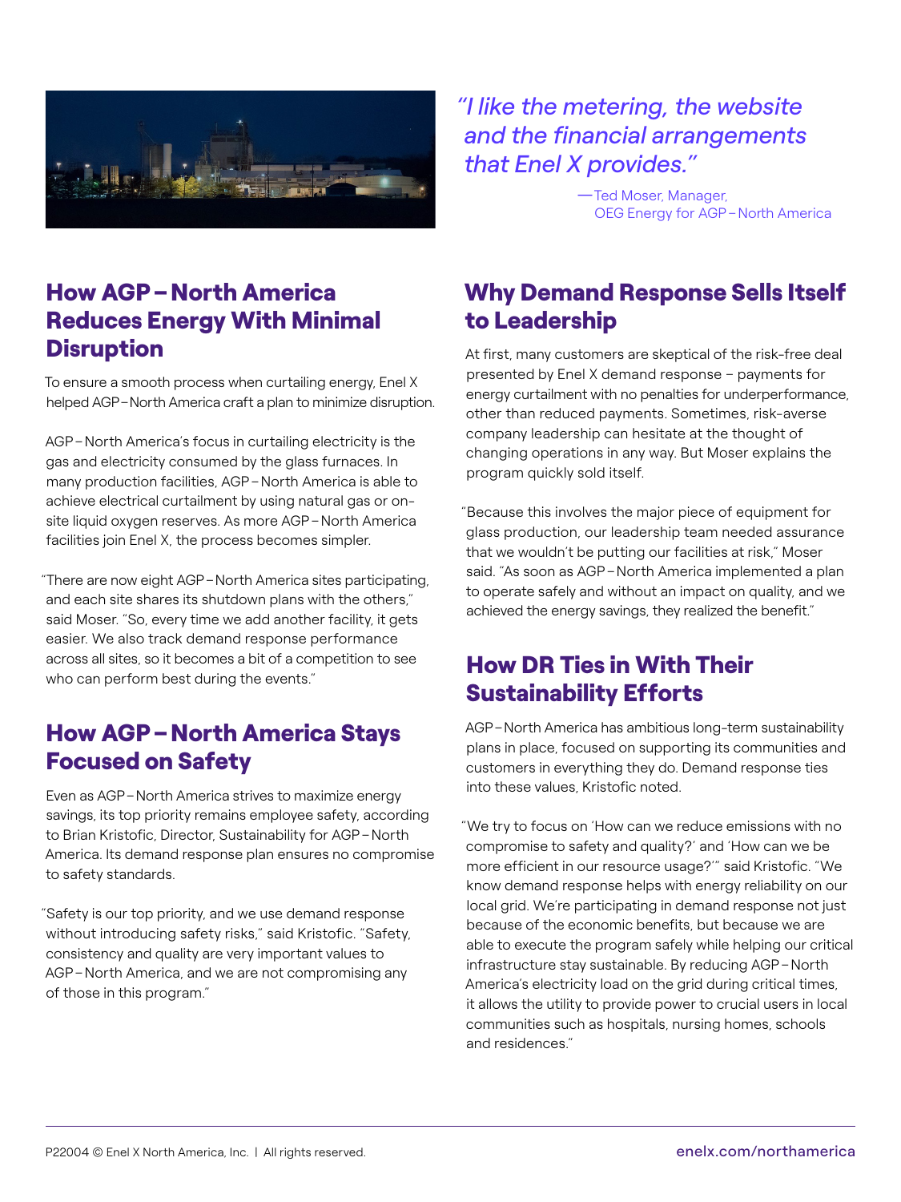*"I like the metering, the website and the financial arrangements that Enel X provides."*

—Ted Moser, Manager, OEG Energy for AGP – North America

## How AGP – North America Reduces Energy With Minimal Disruption

To ensure a smooth process when curtailing energy, Enel X helped AGP – North America craft a plan to minimize disruption.

AGP – North America's focus in curtailing electricity is the gas and electricity consumed by the glass furnaces. In many production facilities, AGP – North America is able to achieve electrical curtailment by using natural gas or on-site liquid oxygen reserves. As more AGP – North America facilities join Enel X, the process becomes simpler.

"There are now eight AGP – North America sites participating, and each site shares its shutdown plans with the others," said Moser. "So, every time we add another facility, it gets easier. We also track demand response performance across all sites, so it becomes a bit of a competition to see who can perform best during the events."

## How AGP – North America Stays Focused on Safety

Even as AGP – North America strives to maximize energy savings, its top priority remains employee safety, according to Brian Kristofic, Director, Sustainability for AGP – North America. Its demand response plan ensures no compromise to safety standards.

"Safety is our top priority, and we use demand response without introducing safety risks," said Kristofic. "Safety, consistency and quality are very important values to AGP – North America, and we are not compromising any of those in this program."

## Why Demand Response Sells Itself to Leadership

At first, many customers are skeptical of the risk-free deal presented by Enel X demand response – payments for energy curtailment with no penalties for underperformance, other than reduced payments. Sometimes, risk-averse company leadership can hesitate at the thought of changing operations in any way. But Moser explains the program quickly sold itself.

"Because this involves the major piece of equipment for glass production, our leadership team needed assurance that we wouldn't be putting our facilities at risk," Moser said. "As soon as AGP – North America implemented a plan to operate safely and without an impact on quality, and we achieved the energy savings, they realized the benefit."

## How DR Ties in With Their Sustainability Efforts

AGP – North America has ambitious long-term sustainability plans in place, focused on supporting its communities and customers in everything they do. Demand response ties into these values, Kristofic noted.

"We try to focus on 'How can we reduce emissions with no compromise to safety and quality?' and 'How can we be more efficient in our resource usage?'" said Kristofic. "We know demand response helps with energy reliability on our local grid. We're participating in demand response not just because of the economic benefits, but because we are able to execute the program safely while helping our critical infrastructure stay sustainable. By reducing AGP – North America's electricity load on the grid during critical times, it allows the utility to provide power to crucial users in local communities such as hospitals, nursing homes, schools and residences."

P22004 © Enel X North America, Inc. | All rights reserved.

enelx.com/northamerica